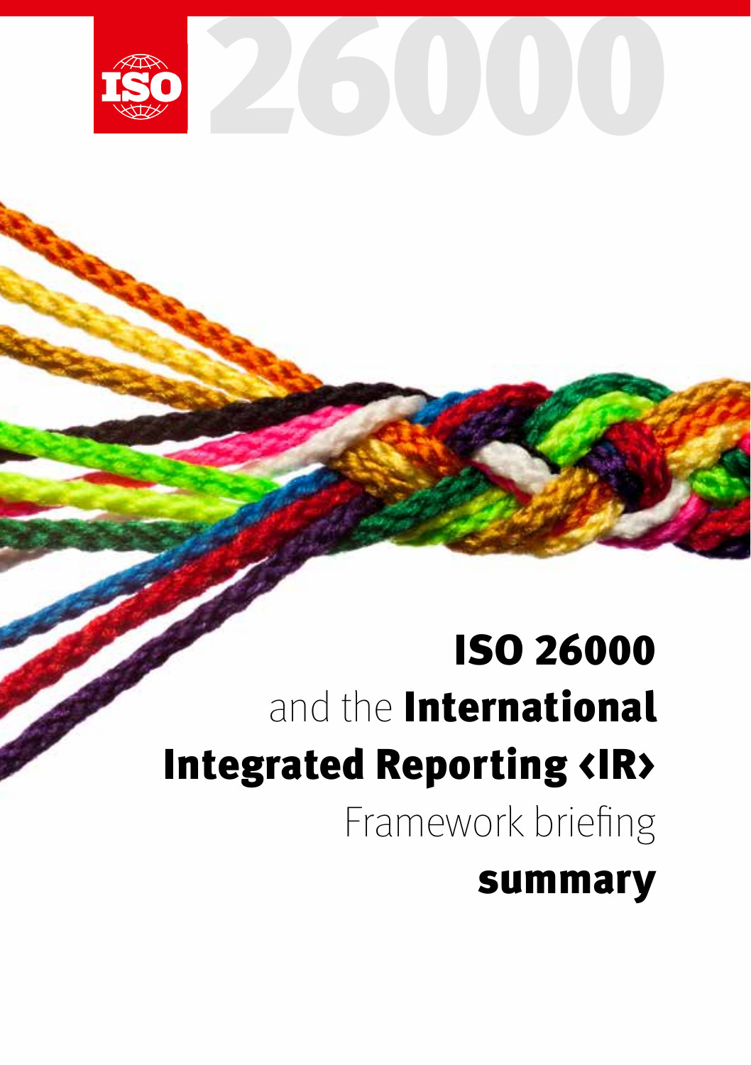# ISO 26000 and the International Integrated Reporting ‹IR› Framework briefing summary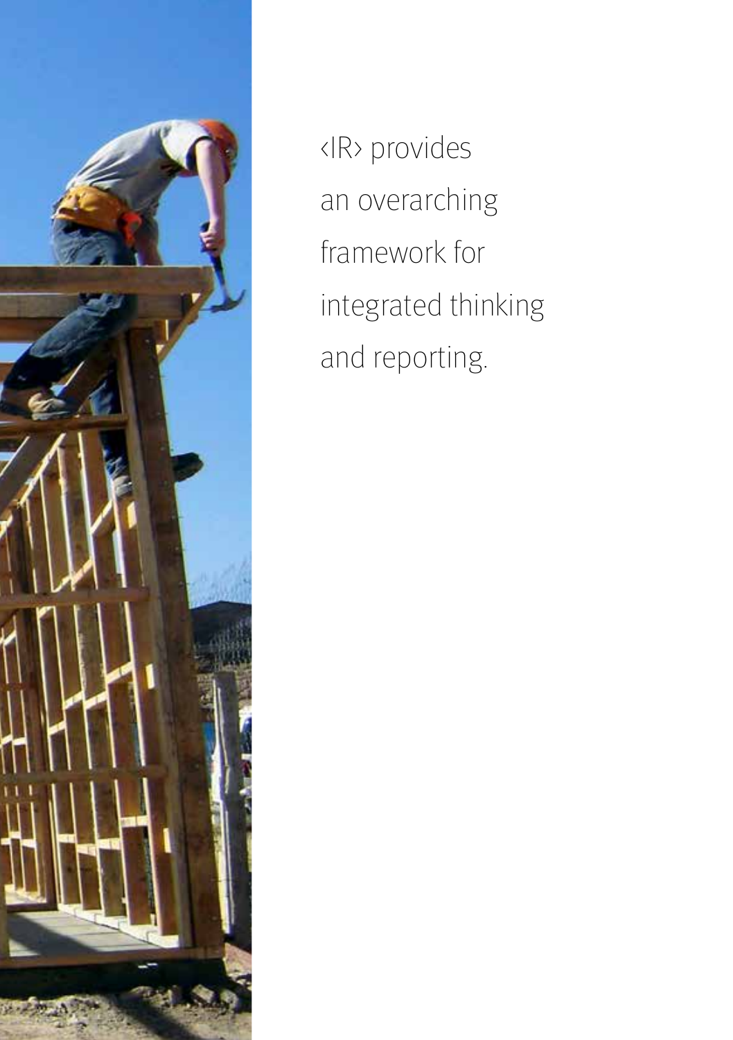‹IR› provides an overarching framework for integrated thinking and reporting.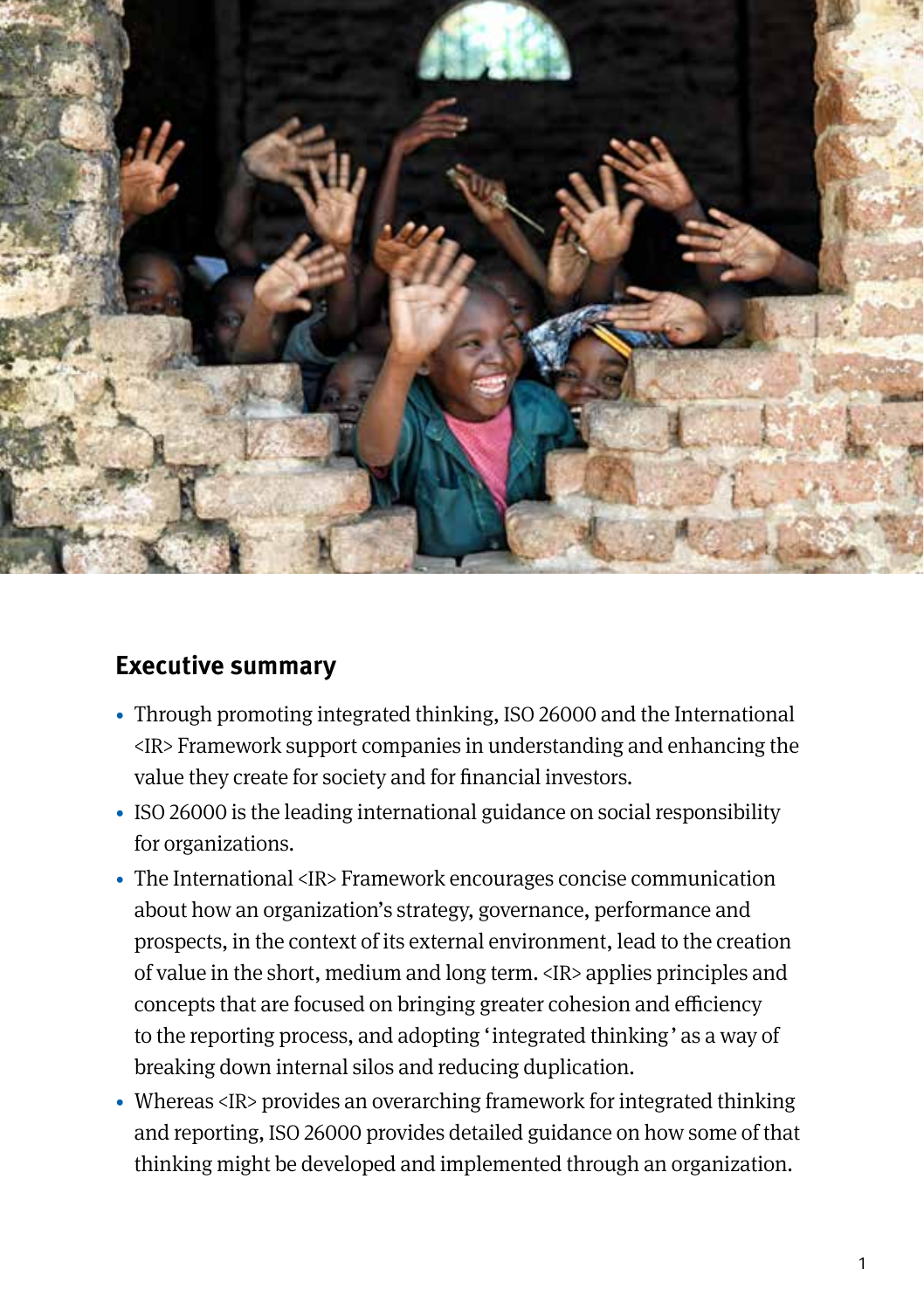## Executive summary

- Through promoting integrated thinking, ISO 26000 and the International <IR> Framework support companies in understanding and enhancing the value they create for society and for financial investors.
- ISO 26000 is the leading international guidance on social responsibility for organizations.
- The International <IR> Framework encourages concise communication about how an organization's strategy, governance, performance and prospects, in the context of its external environment, lead to the creation of value in the short, medium and long term. <IR> applies principles and concepts that are focused on bringing greater cohesion and efficiency to the reporting process, and adopting 'integrated thinking' as a way of breaking down internal silos and reducing duplication.
- Whereas <IR> provides an overarching framework for integrated thinking and reporting, ISO 26000 provides detailed guidance on how some of that thinking might be developed and implemented through an organization.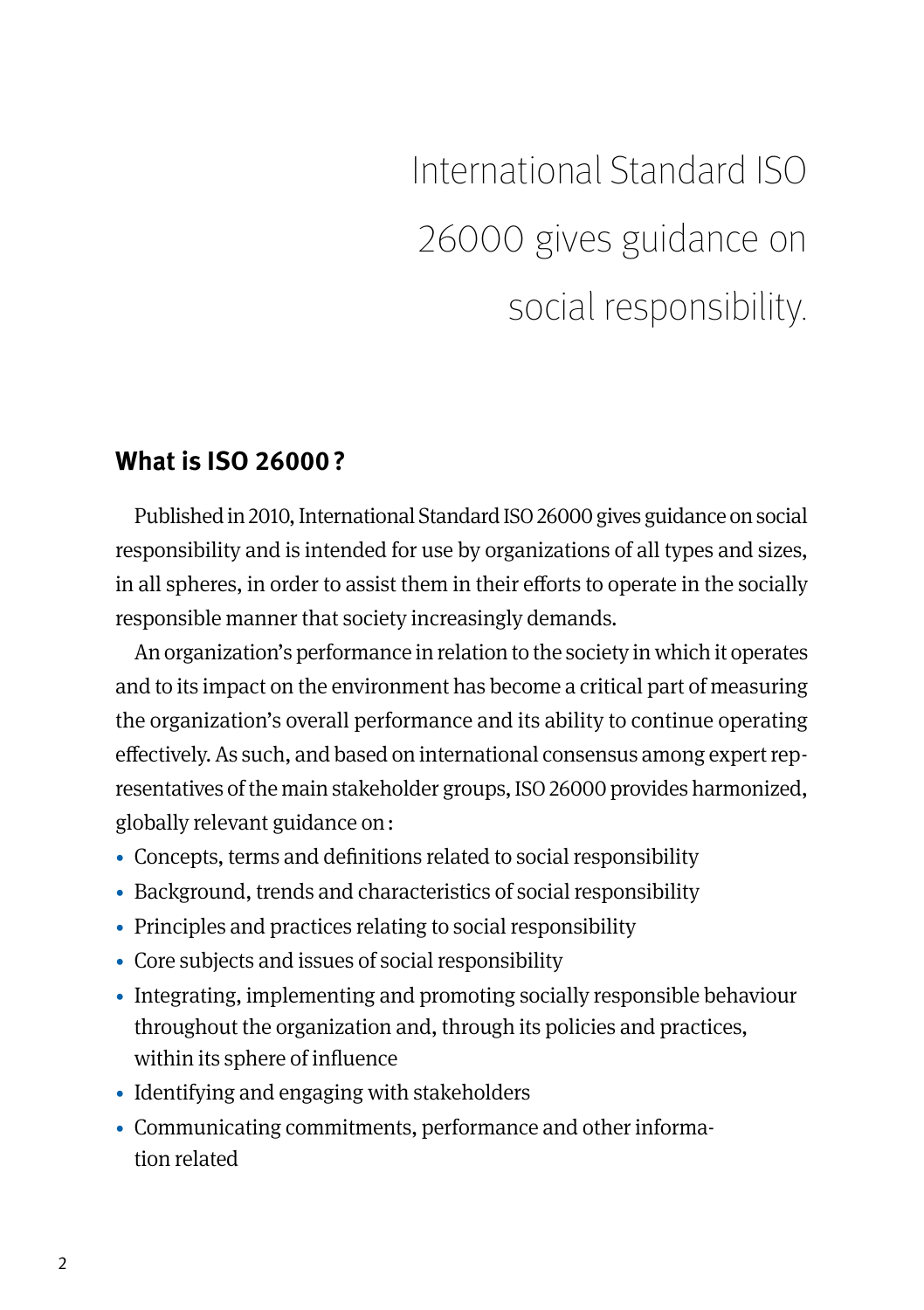International Standard ISO 26000 gives guidance on social responsibility.

## What is ISO 26000 ?

Published in 2010, International Standard ISO 26000 gives guidance on social responsibility and is intended for use by organizations of all types and sizes, in all spheres, in order to assist them in their efforts to operate in the socially responsible manner that society increasingly demands.

An organization's performance in relation to the society in which it operates and to its impact on the environment has become a critical part of measuring the organization's overall performance and its ability to continue operating effectively. As such, and based on international consensus among expert representatives of the main stakeholder groups, ISO 26000 provides harmonized, globally relevant guidance on :

- Concepts, terms and definitions related to social responsibility
- Background, trends and characteristics of social responsibility
- Principles and practices relating to social responsibility
- Core subjects and issues of social responsibility
- Integrating, implementing and promoting socially responsible behaviour throughout the organization and, through its policies and practices, within its sphere of influence
- Identifying and engaging with stakeholders
- Communicating commitments, performance and other information related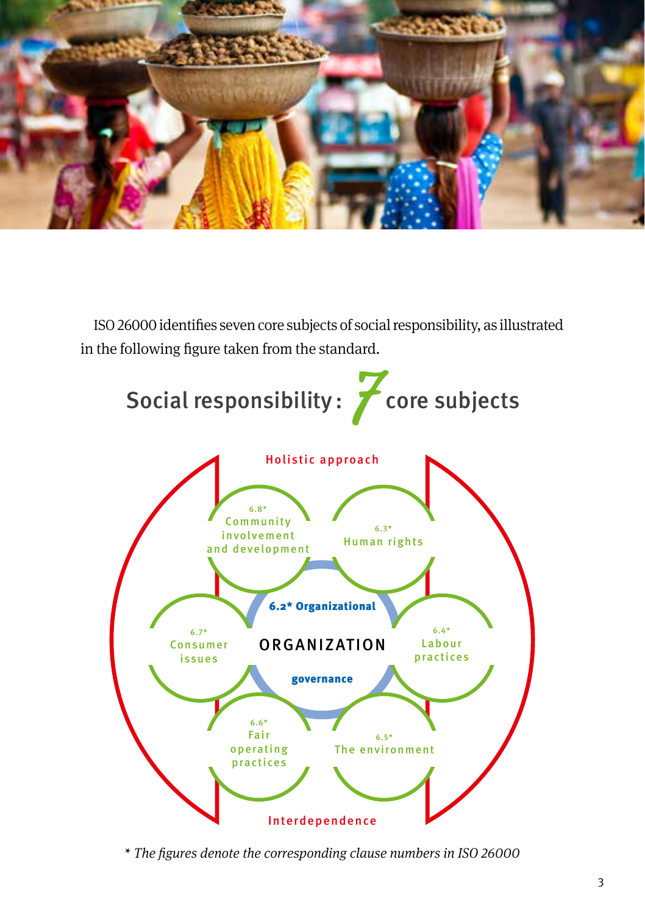ISO 26000 identifies seven core subjects of social responsibility, as illustrated in the following figure taken from the standard.

## Social responsibility : 7 core subjects

Holistic approach

6.8* Community involvement and development

6.3* Human rights

6.2* Organizational

ORGANIZATION

governance

6.7* Consumer issues

6.4* Labour practices

6.6* Fair operating practices

6.5* The environment

Interdependence

*\* The figures denote the corresponding clause numbers in ISO 26000*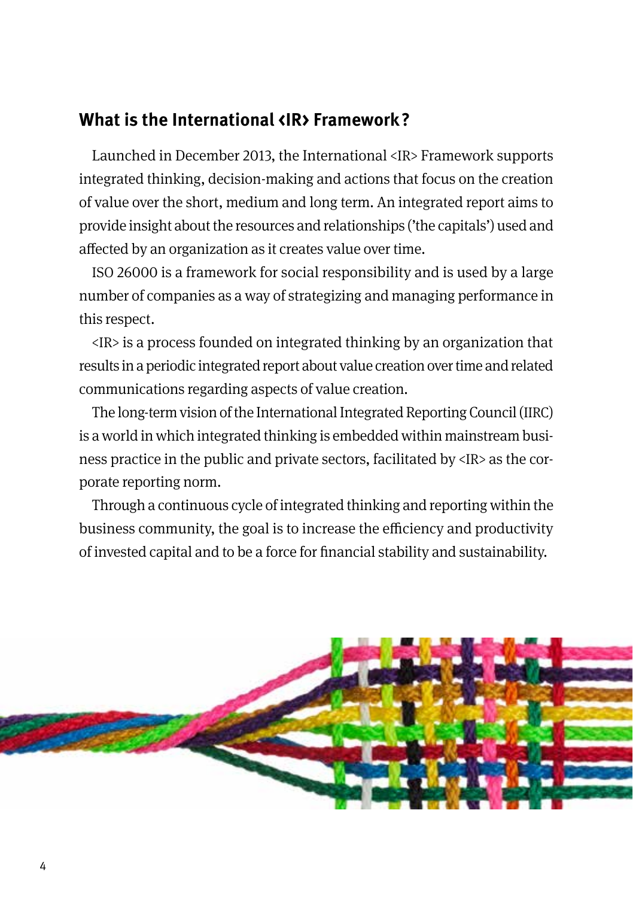## What is the International <IR> Framework?

Launched in December 2013, the International <IR> Framework supports integrated thinking, decision-making and actions that focus on the creation of value over the short, medium and long term. An integrated report aims to provide insight about the resources and relationships ('the capitals') used and affected by an organization as it creates value over time.

ISO 26000 is a framework for social responsibility and is used by a large number of companies as a way of strategizing and managing performance in this respect.

<IR> is a process founded on integrated thinking by an organization that results in a periodic integrated report about value creation over time and related communications regarding aspects of value creation.

The long-term vision of the International Integrated Reporting Council (IIRC) is a world in which integrated thinking is embedded within mainstream business practice in the public and private sectors, facilitated by <IR> as the corporate reporting norm.

Through a continuous cycle of integrated thinking and reporting within the business community, the goal is to increase the efficiency and productivity of invested capital and to be a force for financial stability and sustainability.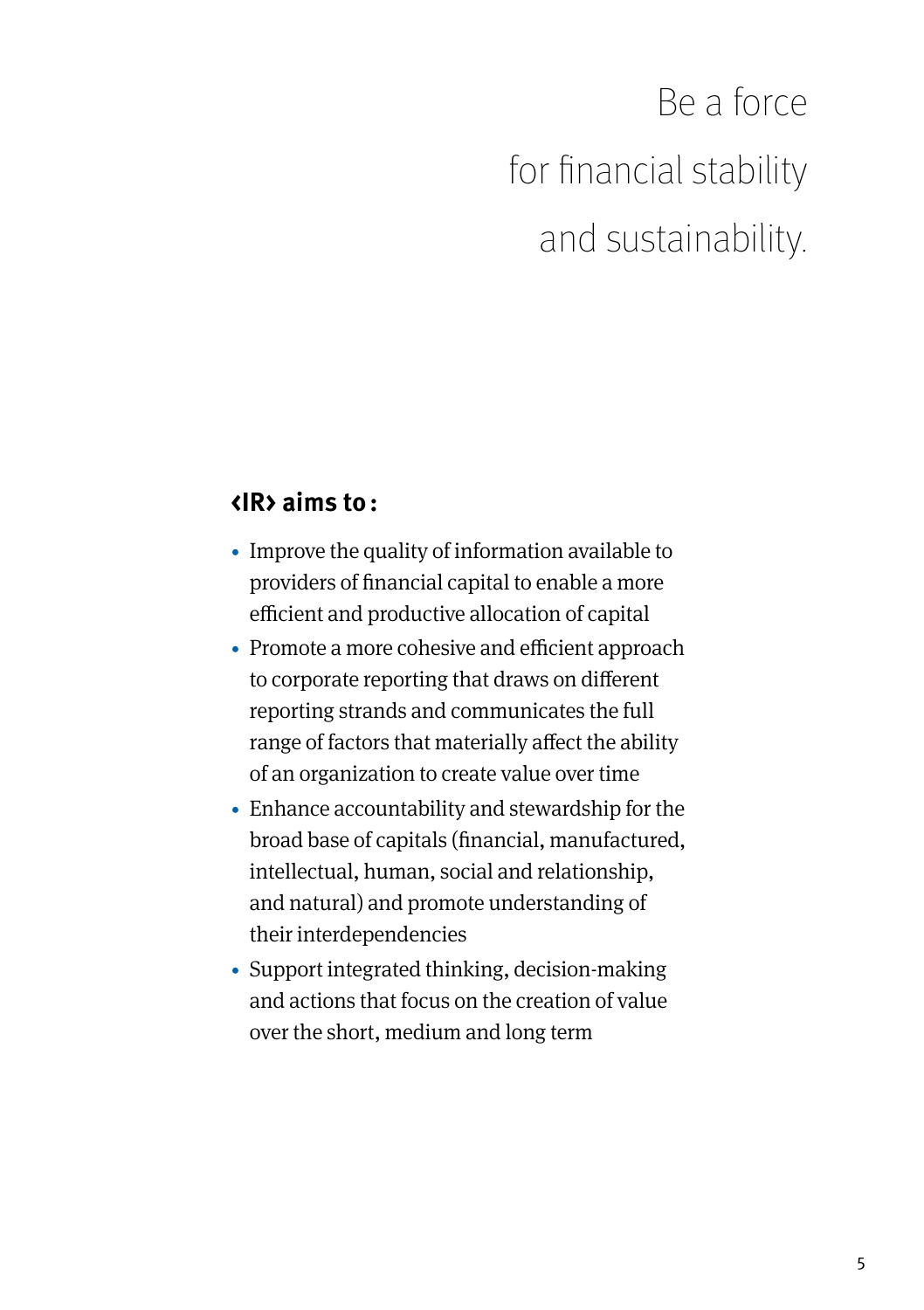# Be a force for financial stability and sustainability.

**<IR> aims to :**

- Improve the quality of information available to providers of financial capital to enable a more efficient and productive allocation of capital
- Promote a more cohesive and efficient approach to corporate reporting that draws on different reporting strands and communicates the full range of factors that materially affect the ability of an organization to create value over time
- Enhance accountability and stewardship for the broad base of capitals (financial, manufactured, intellectual, human, social and relationship, and natural) and promote understanding of their interdependencies
- Support integrated thinking, decision-making and actions that focus on the creation of value over the short, medium and long term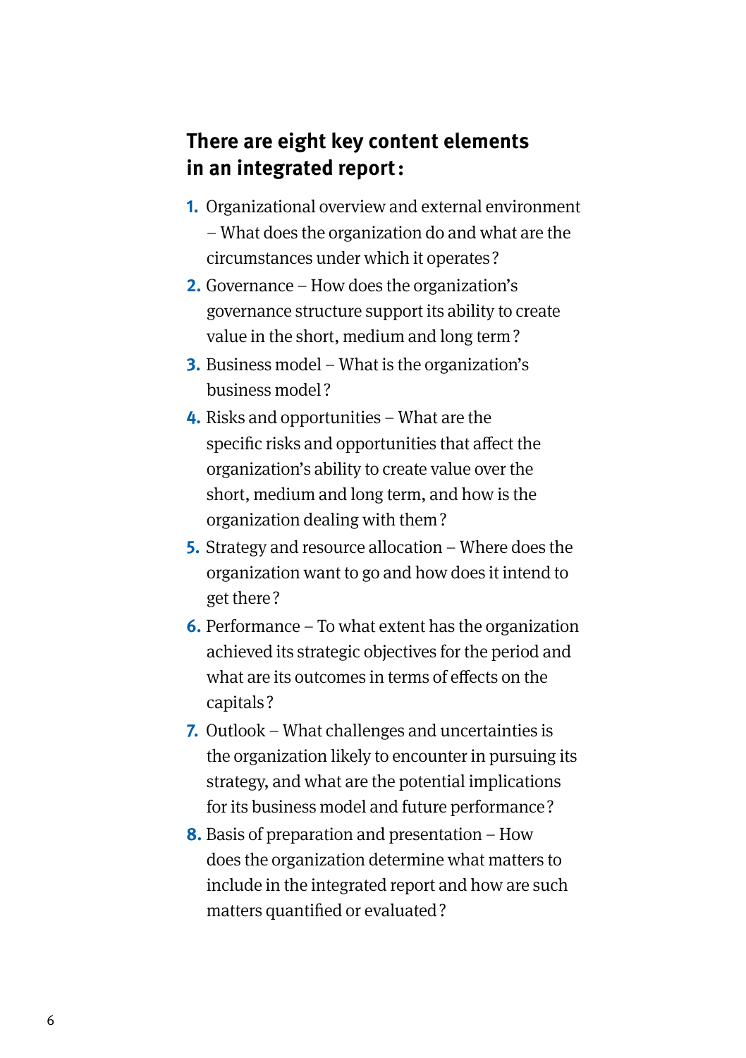## There are eight key content elements in an integrated report:

1. Organizational overview and external environment – What does the organization do and what are the circumstances under which it operates?
2. Governance – How does the organization's governance structure support its ability to create value in the short, medium and long term?
3. Business model – What is the organization's business model?
4. Risks and opportunities – What are the specific risks and opportunities that affect the organization's ability to create value over the short, medium and long term, and how is the organization dealing with them?
5. Strategy and resource allocation – Where does the organization want to go and how does it intend to get there?
6. Performance – To what extent has the organization achieved its strategic objectives for the period and what are its outcomes in terms of effects on the capitals?
7. Outlook – What challenges and uncertainties is the organization likely to encounter in pursuing its strategy, and what are the potential implications for its business model and future performance?
8. Basis of preparation and presentation – How does the organization determine what matters to include in the integrated report and how are such matters quantified or evaluated?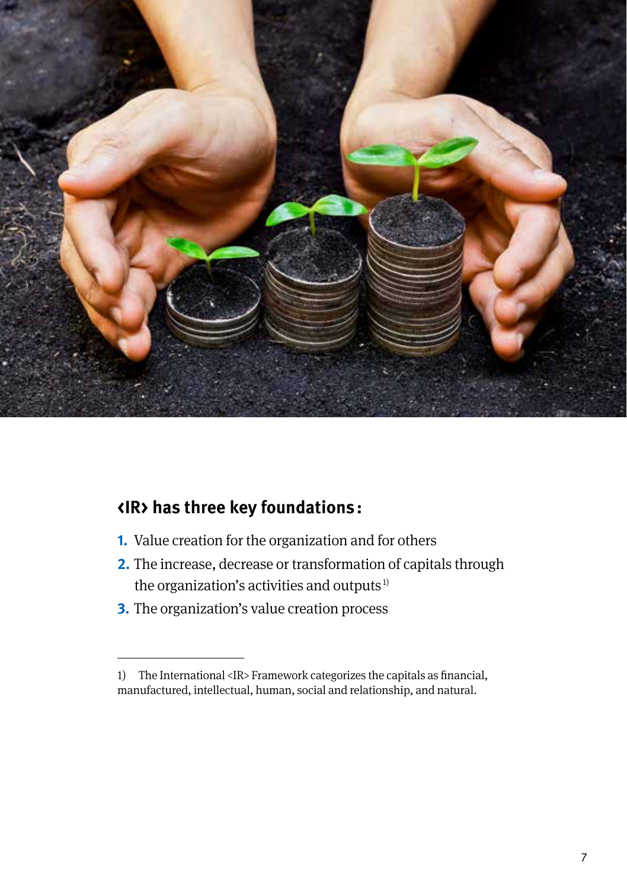## <IR> has three key foundations:

1. Value creation for the organization and for others
2. The increase, decrease or transformation of capitals through the organization's activities and outputs [1]
3. The organization's value creation process

---

1) The International <IR> Framework categorizes the capitals as financial, manufactured, intellectual, human, social and relationship, and natural.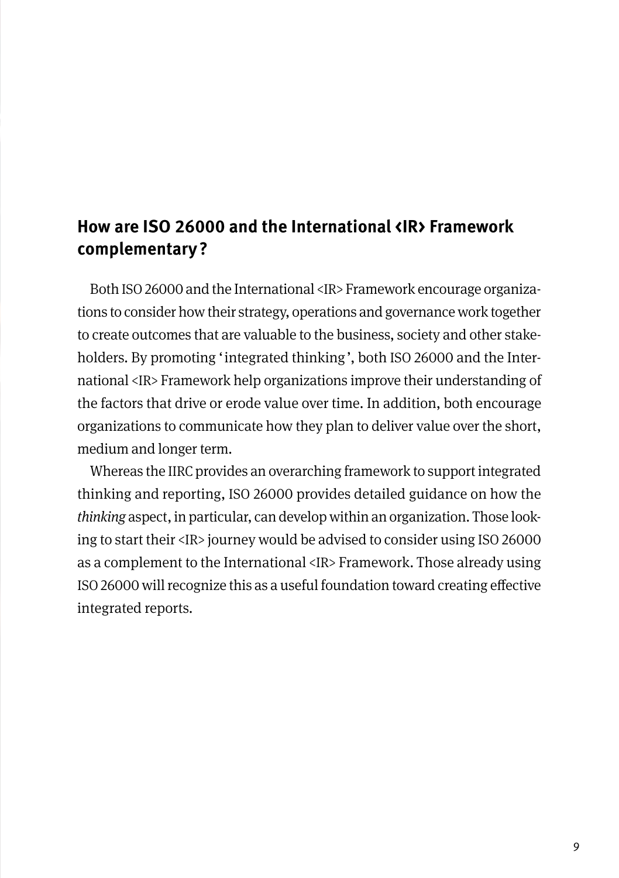## How are ISO 26000 and the International <IR> Framework complementary ?

Both ISO 26000 and the International <IR> Framework encourage organizations to consider how their strategy, operations and governance work together to create outcomes that are valuable to the business, society and other stakeholders. By promoting 'integrated thinking', both ISO 26000 and the International <IR> Framework help organizations improve their understanding of the factors that drive or erode value over time. In addition, both encourage organizations to communicate how they plan to deliver value over the short, medium and longer term.

Whereas the IIRC provides an overarching framework to support integrated thinking and reporting, ISO 26000 provides detailed guidance on how the *thinking* aspect, in particular, can develop within an organization. Those looking to start their <IR> journey would be advised to consider using ISO 26000 as a complement to the International <IR> Framework. Those already using ISO 26000 will recognize this as a useful foundation toward creating effective integrated reports.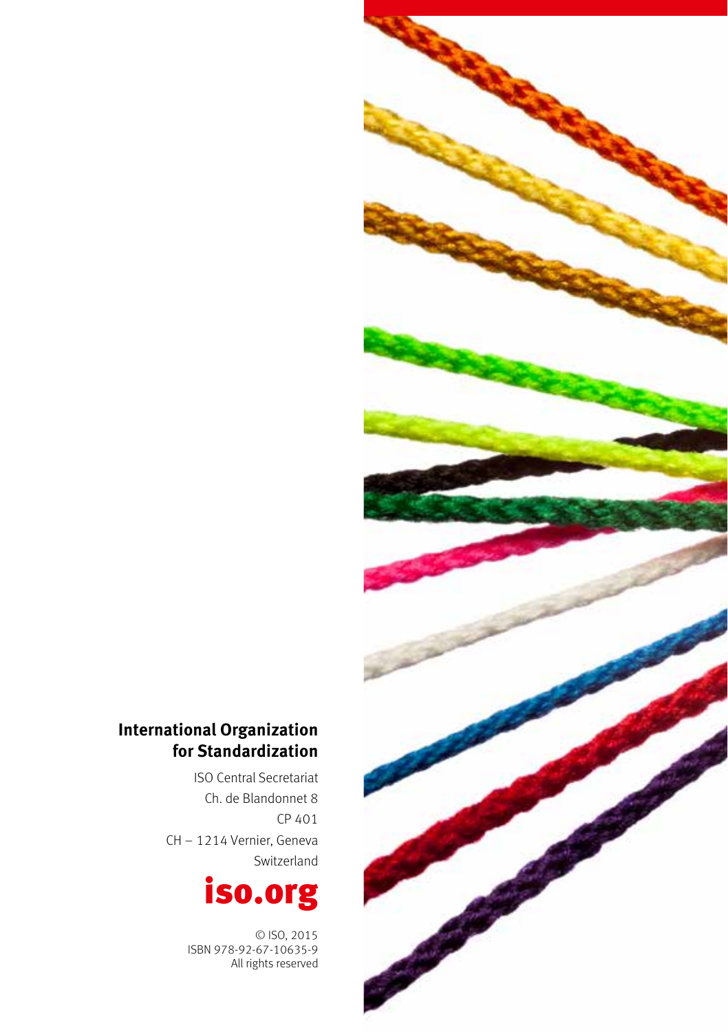**International Organization for Standardization**

ISO Central Secretariat
Ch. de Blandonnet 8
CP 401
CH – 1214 Vernier, Geneva
Switzerland

**iso.org**

© ISO, 2015
ISBN 978-92-67-10635-9
All rights reserved